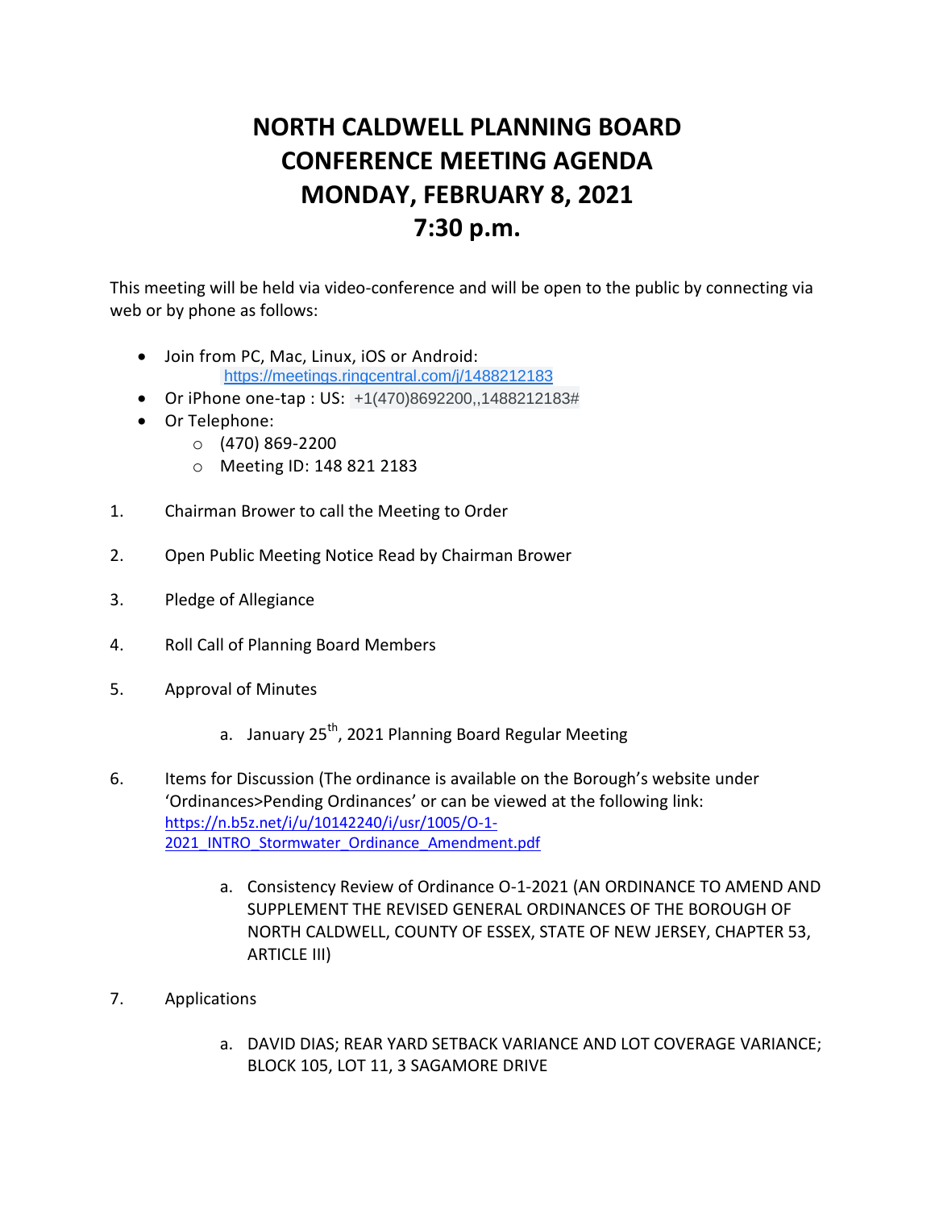# NORTH CALDWELL PLANNING BOARD
# CONFERENCE MEETING AGENDA
# MONDAY, FEBRUARY 8, 2021
# 7:30 p.m.

This meeting will be held via video-conference and will be open to the public by connecting via web or by phone as follows:

- Join from PC, Mac, Linux, iOS or Android:
  https://meetings.ringcentral.com/j/1488212183
- Or iPhone one-tap : US: +1(470)8692200,,1488212183#
- Or Telephone:
  - (470) 869-2200
  - Meeting ID: 148 821 2183

1. Chairman Brower to call the Meeting to Order

2. Open Public Meeting Notice Read by Chairman Brower

3. Pledge of Allegiance

4. Roll Call of Planning Board Members

5. Approval of Minutes

   a. January 25th, 2021 Planning Board Regular Meeting

6. Items for Discussion (The ordinance is available on the Borough's website under 'Ordinances>Pending Ordinances' or can be viewed at the following link: https://n.b5z.net/i/u/10142240/i/usr/1005/O-1-2021_INTRO_Stormwater_Ordinance_Amendment.pdf

   a. Consistency Review of Ordinance O-1-2021 (AN ORDINANCE TO AMEND AND SUPPLEMENT THE REVISED GENERAL ORDINANCES OF THE BOROUGH OF NORTH CALDWELL, COUNTY OF ESSEX, STATE OF NEW JERSEY, CHAPTER 53, ARTICLE III)

7. Applications

   a. DAVID DIAS; REAR YARD SETBACK VARIANCE AND LOT COVERAGE VARIANCE; BLOCK 105, LOT 11, 3 SAGAMORE DRIVE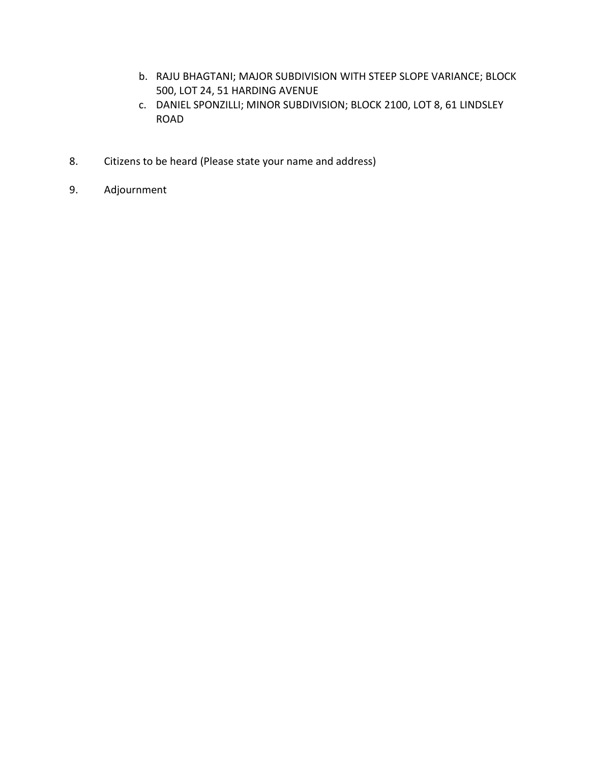b. RAJU BHAGTANI; MAJOR SUBDIVISION WITH STEEP SLOPE VARIANCE; BLOCK 500, LOT 24, 51 HARDING AVENUE
   c. DANIEL SPONZILLI; MINOR SUBDIVISION; BLOCK 2100, LOT 8, 61 LINDSLEY ROAD

8. Citizens to be heard (Please state your name and address)

9. Adjournment